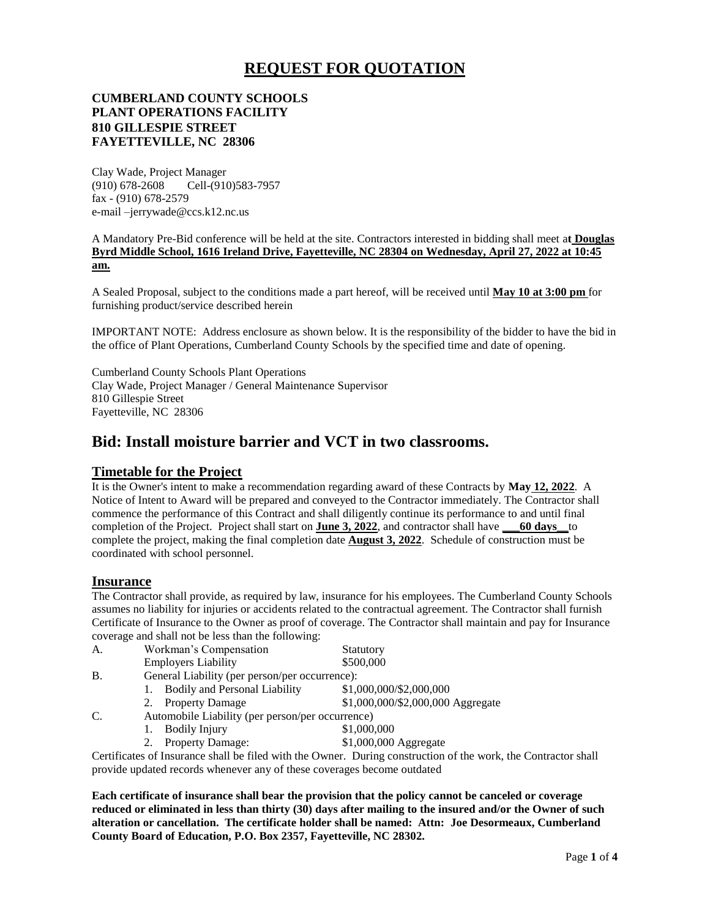# REQUEST FOR QUOTATION

**CUMBERLAND COUNTY SCHOOLS**
**PLANT OPERATIONS FACILITY**
**810 GILLESPIE STREET**
**FAYETTEVILLE, NC 28306**

Clay Wade, Project Manager
(910) 678-2608 Cell-(910)583-7957
fax - (910) 678-2579
e-mail –jerrywade@ccs.k12.nc.us

A Mandatory Pre-Bid conference will be held at the site. Contractors interested in bidding shall meet a**t Douglas Byrd Middle School, 1616 Ireland Drive, Fayetteville, NC 28304 on Wednesday, April 27, 2022 at 10:45 am.**

A Sealed Proposal, subject to the conditions made a part hereof, will be received until **May 10 at 3:00 pm** for furnishing product/service described herein

IMPORTANT NOTE: Address enclosure as shown below. It is the responsibility of the bidder to have the bid in the office of Plant Operations, Cumberland County Schools by the specified time and date of opening.

Cumberland County Schools Plant Operations
Clay Wade, Project Manager / General Maintenance Supervisor
810 Gillespie Street
Fayetteville, NC 28306

## Bid: Install moisture barrier and VCT in two classrooms.

### Timetable for the Project

It is the Owner's intent to make a recommendation regarding award of these Contracts by **May 12, 2022**. A Notice of Intent to Award will be prepared and conveyed to the Contractor immediately. The Contractor shall commence the performance of this Contract and shall diligently continue its performance to and until final completion of the Project. Project shall start on **June 3, 2022**, and contractor shall have **___60 days__** to complete the project, making the final completion date **August 3, 2022**. Schedule of construction must be coordinated with school personnel.

### Insurance

The Contractor shall provide, as required by law, insurance for his employees. The Cumberland County Schools assumes no liability for injuries or accidents related to the contractual agreement. The Contractor shall furnish Certificate of Insurance to the Owner as proof of coverage. The Contractor shall maintain and pay for Insurance coverage and shall not be less than the following:

A. Workman's Compensation — Statutory
   Employers Liability — \$500,000

B. General Liability (per person/per occurrence):
   1. Bodily and Personal Liability — \$1,000,000/\$2,000,000
   2. Property Damage — \$1,000,000/\$2,000,000 Aggregate

C. Automobile Liability (per person/per occurrence)
   1. Bodily Injury — \$1,000,000
   2. Property Damage: — \$1,000,000 Aggregate

Certificates of Insurance shall be filed with the Owner. During construction of the work, the Contractor shall provide updated records whenever any of these coverages become outdated

**Each certificate of insurance shall bear the provision that the policy cannot be canceled or coverage reduced or eliminated in less than thirty (30) days after mailing to the insured and/or the Owner of such alteration or cancellation. The certificate holder shall be named: Attn: Joe Desormeaux, Cumberland County Board of Education, P.O. Box 2357, Fayetteville, NC 28302.**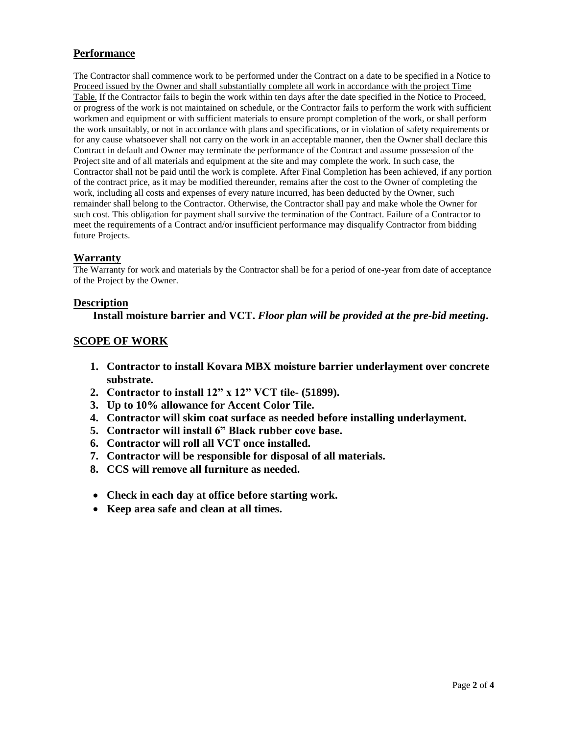## Performance

The Contractor shall commence work to be performed under the Contract on a date to be specified in a Notice to Proceed issued by the Owner and shall substantially complete all work in accordance with the project Time Table. If the Contractor fails to begin the work within ten days after the date specified in the Notice to Proceed, or progress of the work is not maintained on schedule, or the Contractor fails to perform the work with sufficient workmen and equipment or with sufficient materials to ensure prompt completion of the work, or shall perform the work unsuitably, or not in accordance with plans and specifications, or in violation of safety requirements or for any cause whatsoever shall not carry on the work in an acceptable manner, then the Owner shall declare this Contract in default and Owner may terminate the performance of the Contract and assume possession of the Project site and of all materials and equipment at the site and may complete the work. In such case, the Contractor shall not be paid until the work is complete. After Final Completion has been achieved, if any portion of the contract price, as it may be modified thereunder, remains after the cost to the Owner of completing the work, including all costs and expenses of every nature incurred, has been deducted by the Owner, such remainder shall belong to the Contractor. Otherwise, the Contractor shall pay and make whole the Owner for such cost. This obligation for payment shall survive the termination of the Contract. Failure of a Contractor to meet the requirements of a Contract and/or insufficient performance may disqualify Contractor from bidding future Projects.

## Warranty

The Warranty for work and materials by the Contractor shall be for a period of one-year from date of acceptance of the Project by the Owner.

## Description

**Install moisture barrier and VCT.** ***Floor plan will be provided at the pre-bid meeting*****.**

## SCOPE OF WORK

1. **Contractor to install Kovara MBX moisture barrier underlayment over concrete substrate.**
2. **Contractor to install 12" x 12" VCT tile- (51899).**
3. **Up to 10% allowance for Accent Color Tile.**
4. **Contractor will skim coat surface as needed before installing underlayment.**
5. **Contractor will install 6" Black rubber cove base.**
6. **Contractor will roll all VCT once installed.**
7. **Contractor will be responsible for disposal of all materials.**
8. **CCS will remove all furniture as needed.**

- **Check in each day at office before starting work.**
- **Keep area safe and clean at all times.**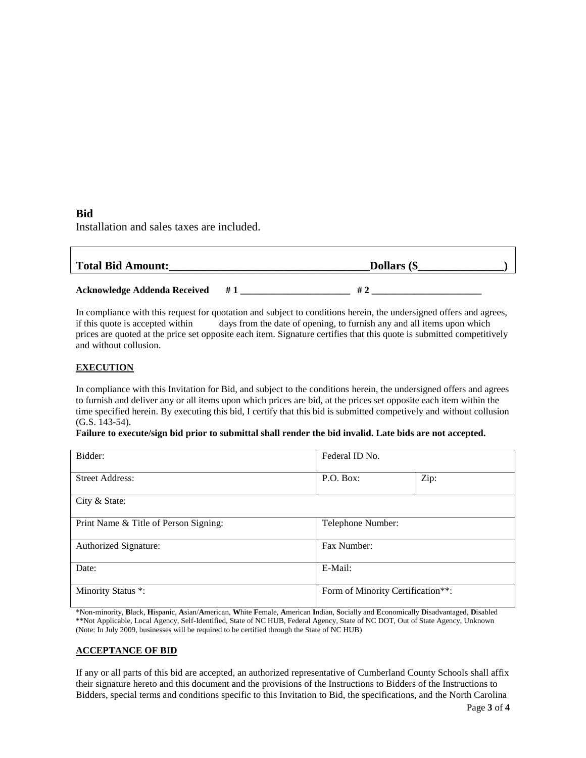**Bid**

Installation and sales taxes are included.

| **Total Bid Amount:___________________________________Dollars ($_______________)** |
|---|

**Acknowledge Addenda Received # 1 _______________________ # 2 _______________________**

In compliance with this request for quotation and subject to conditions herein, the undersigned offers and agrees, if this quote is accepted within days from the date of opening, to furnish any and all items upon which prices are quoted at the price set opposite each item. Signature certifies that this quote is submitted competitively and without collusion.

**EXECUTION**

In compliance with this Invitation for Bid, and subject to the conditions herein, the undersigned offers and agrees to furnish and deliver any or all items upon which prices are bid, at the prices set opposite each item within the time specified herein. By executing this bid, I certify that this bid is submitted competively and without collusion (G.S. 143-54).

**Failure to execute/sign bid prior to submittal shall render the bid invalid. Late bids are not accepted.**

| Bidder: | Federal ID No. | |
|---|---|---|
| Street Address: | P.O. Box: | Zip: |
| City & State: | | |
| Print Name & Title of Person Signing: | Telephone Number: | |
| Authorized Signature: | Fax Number: | |
| Date: | E-Mail: | |
| Minority Status *: | Form of Minority Certification**: | |

*Non-minority, **B**lack, **H**ispanic, **A**sian/**A**merican, **W**hite **F**emale, **A**merican **I**ndian, **S**ocially and **E**conomically **D**isadvantaged, **D**isabled
**Not Applicable, Local Agency, Self-Identified, State of NC HUB, Federal Agency, State of NC DOT, Out of State Agency, Unknown
(Note: In July 2009, businesses will be required to be certified through the State of NC HUB)

**ACCEPTANCE OF BID**

If any or all parts of this bid are accepted, an authorized representative of Cumberland County Schools shall affix their signature hereto and this document and the provisions of the Instructions to Bidders of the Instructions to Bidders, special terms and conditions specific to this Invitation to Bid, the specifications, and the North Carolina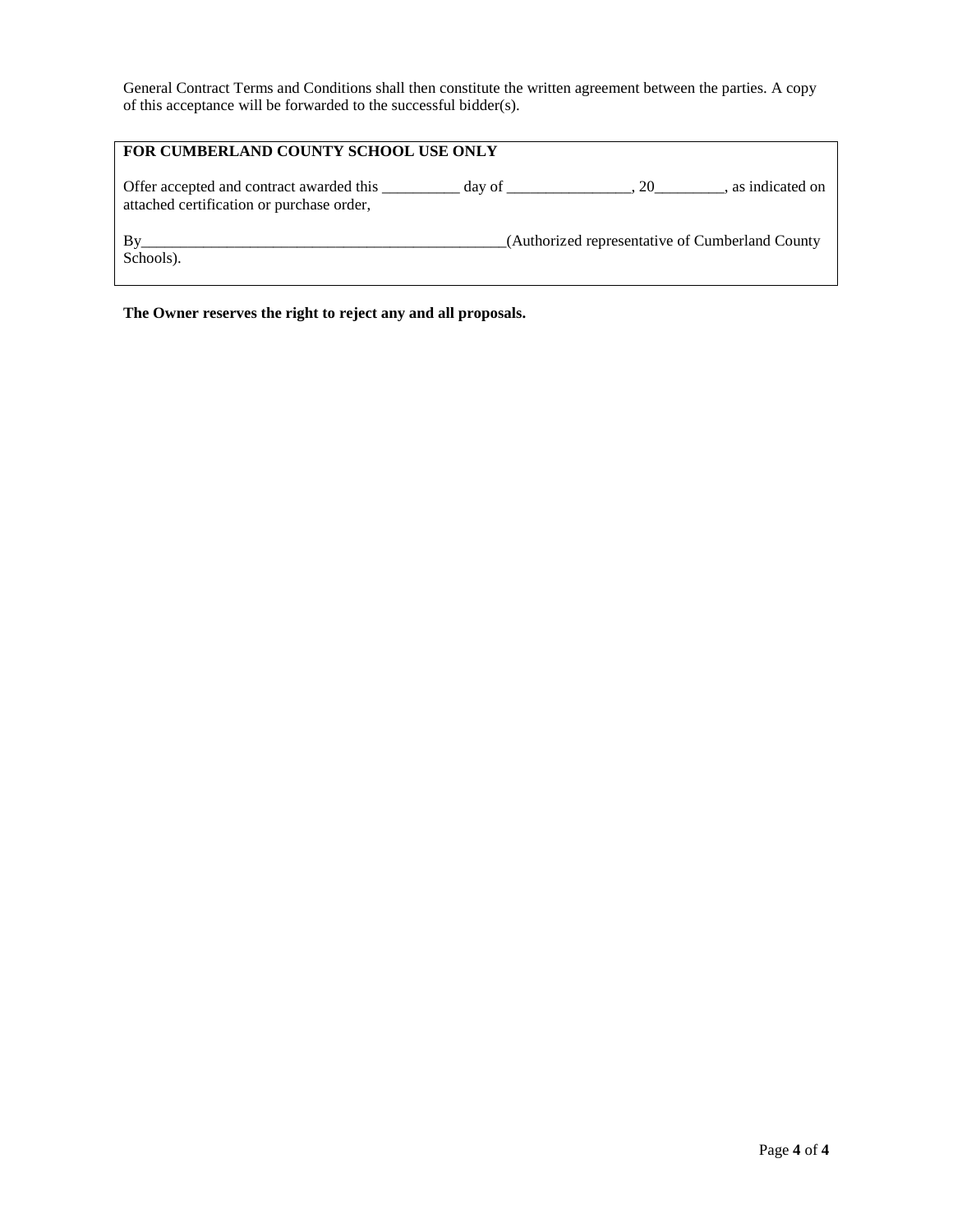General Contract Terms and Conditions shall then constitute the written agreement between the parties. A copy of this acceptance will be forwarded to the successful bidder(s).

| **FOR CUMBERLAND COUNTY SCHOOL USE ONLY** |
| --- |
| Offer accepted and contract awarded this __________ day of ________________, 20_________, as indicated on attached certification or purchase order, |
| By_________________________________________________(Authorized representative of Cumberland County Schools). |

**The Owner reserves the right to reject any and all proposals.**